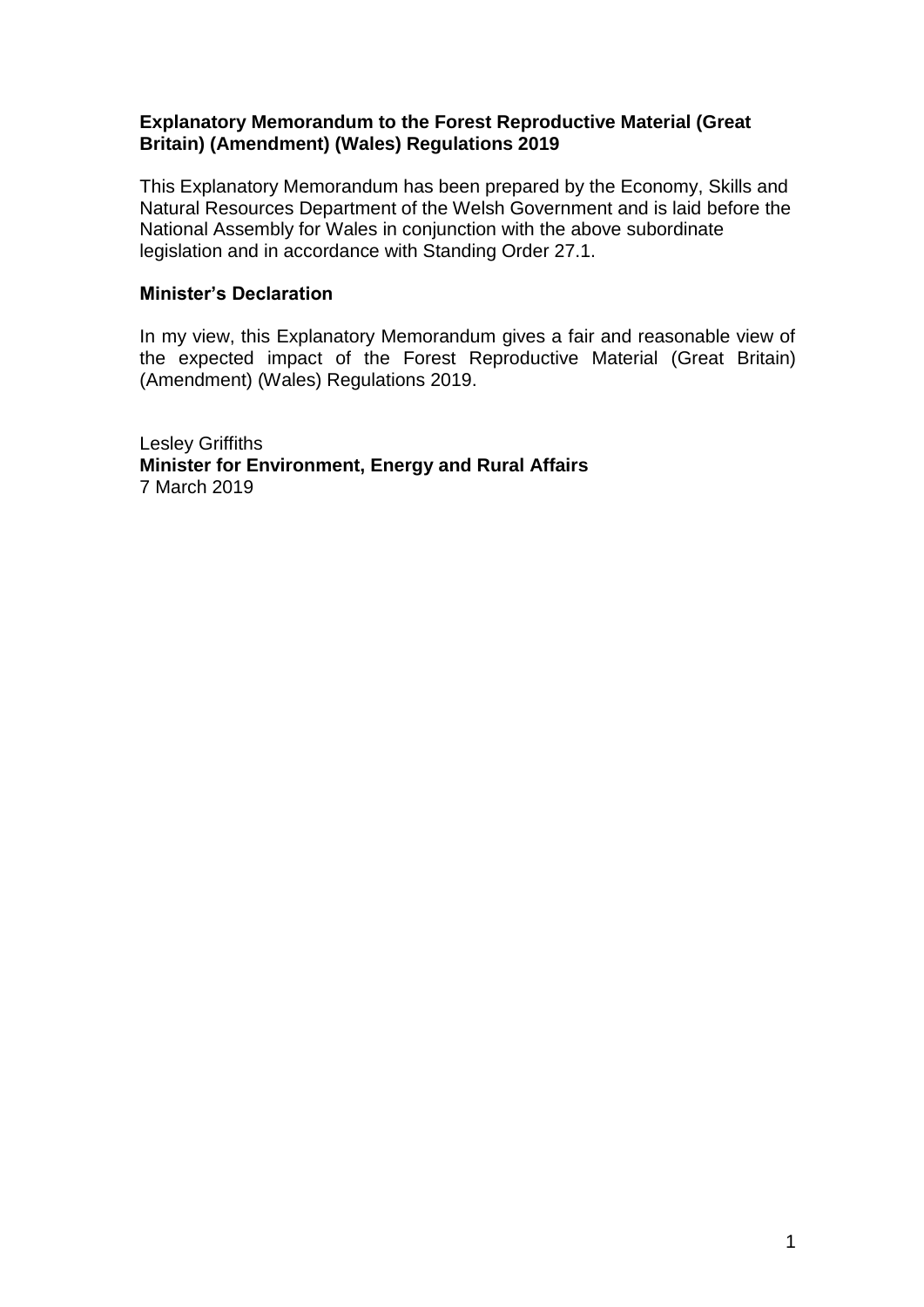**Explanatory Memorandum to the Forest Reproductive Material (Great Britain) (Amendment) (Wales) Regulations 2019**

This Explanatory Memorandum has been prepared by the Economy, Skills and Natural Resources Department of the Welsh Government and is laid before the National Assembly for Wales in conjunction with the above subordinate legislation and in accordance with Standing Order 27.1.

**Minister's Declaration**

In my view, this Explanatory Memorandum gives a fair and reasonable view of the expected impact of the Forest Reproductive Material (Great Britain) (Amendment) (Wales) Regulations 2019.

Lesley Griffiths
**Minister for Environment, Energy and Rural Affairs**
7 March 2019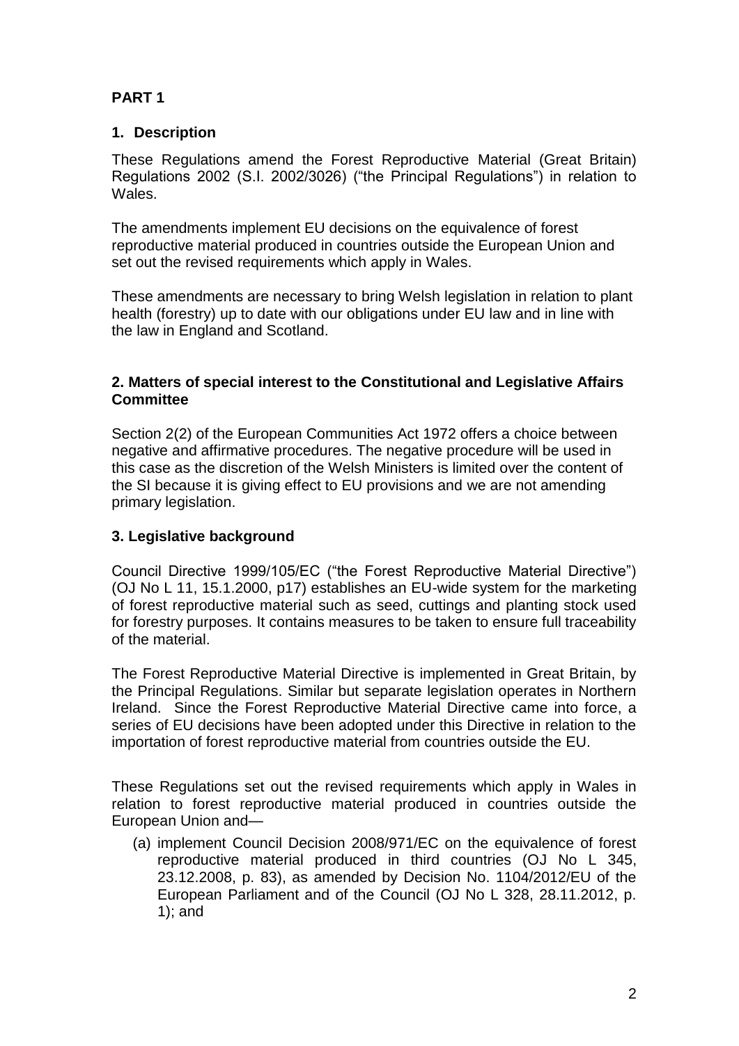# PART 1

## 1. Description

These Regulations amend the Forest Reproductive Material (Great Britain) Regulations 2002 (S.I. 2002/3026) ("the Principal Regulations") in relation to Wales.

The amendments implement EU decisions on the equivalence of forest reproductive material produced in countries outside the European Union and set out the revised requirements which apply in Wales.

These amendments are necessary to bring Welsh legislation in relation to plant health (forestry) up to date with our obligations under EU law and in line with the law in England and Scotland.

## 2. Matters of special interest to the Constitutional and Legislative Affairs Committee

Section 2(2) of the European Communities Act 1972 offers a choice between negative and affirmative procedures. The negative procedure will be used in this case as the discretion of the Welsh Ministers is limited over the content of the SI because it is giving effect to EU provisions and we are not amending primary legislation.

## 3. Legislative background

Council Directive 1999/105/EC ("the Forest Reproductive Material Directive") (OJ No L 11, 15.1.2000, p17) establishes an EU-wide system for the marketing of forest reproductive material such as seed, cuttings and planting stock used for forestry purposes. It contains measures to be taken to ensure full traceability of the material.

The Forest Reproductive Material Directive is implemented in Great Britain, by the Principal Regulations. Similar but separate legislation operates in Northern Ireland. Since the Forest Reproductive Material Directive came into force, a series of EU decisions have been adopted under this Directive in relation to the importation of forest reproductive material from countries outside the EU.

These Regulations set out the revised requirements which apply in Wales in relation to forest reproductive material produced in countries outside the European Union and—

(a) implement Council Decision 2008/971/EC on the equivalence of forest reproductive material produced in third countries (OJ No L 345, 23.12.2008, p. 83), as amended by Decision No. 1104/2012/EU of the European Parliament and of the Council (OJ No L 328, 28.11.2012, p. 1); and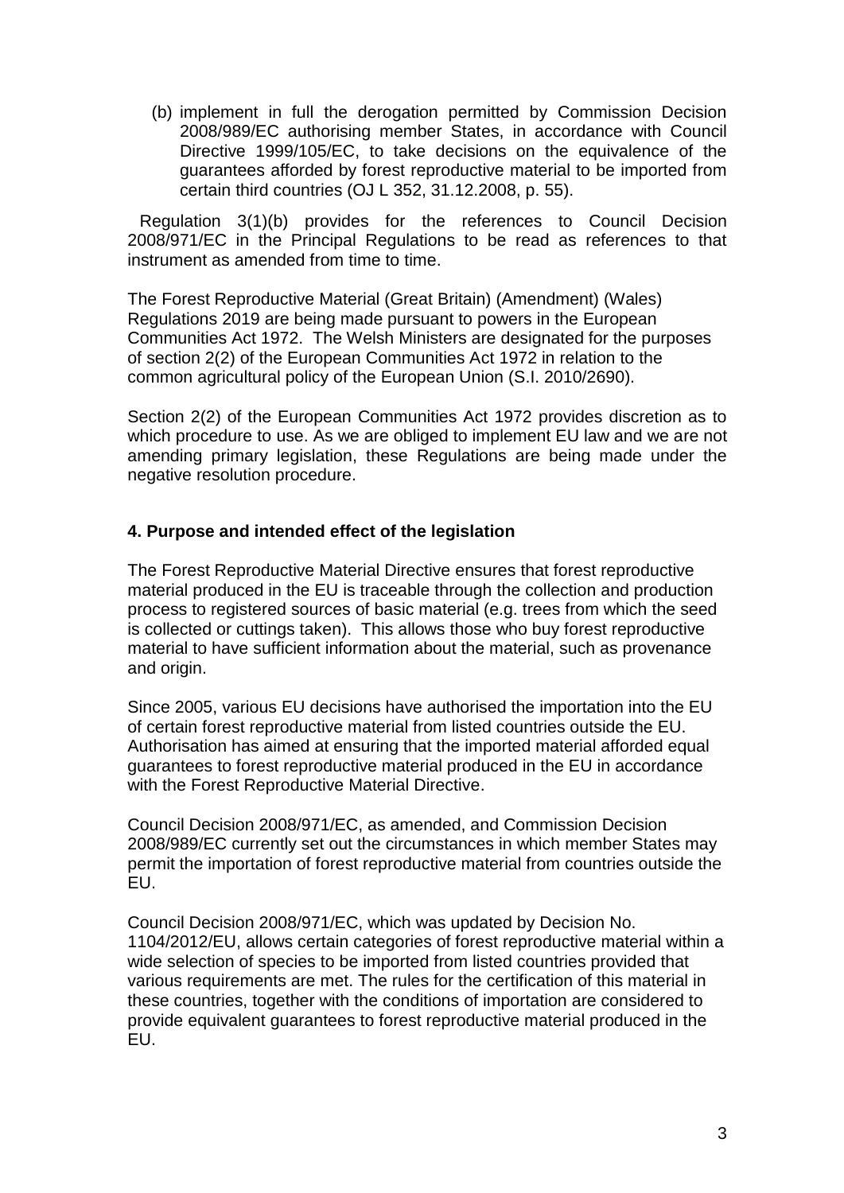(b) implement in full the derogation permitted by Commission Decision 2008/989/EC authorising member States, in accordance with Council Directive 1999/105/EC, to take decisions on the equivalence of the guarantees afforded by forest reproductive material to be imported from certain third countries (OJ L 352, 31.12.2008, p. 55).

Regulation 3(1)(b) provides for the references to Council Decision 2008/971/EC in the Principal Regulations to be read as references to that instrument as amended from time to time.

The Forest Reproductive Material (Great Britain) (Amendment) (Wales) Regulations 2019 are being made pursuant to powers in the European Communities Act 1972. The Welsh Ministers are designated for the purposes of section 2(2) of the European Communities Act 1972 in relation to the common agricultural policy of the European Union (S.I. 2010/2690).

Section 2(2) of the European Communities Act 1972 provides discretion as to which procedure to use. As we are obliged to implement EU law and we are not amending primary legislation, these Regulations are being made under the negative resolution procedure.

## 4. Purpose and intended effect of the legislation

The Forest Reproductive Material Directive ensures that forest reproductive material produced in the EU is traceable through the collection and production process to registered sources of basic material (e.g. trees from which the seed is collected or cuttings taken). This allows those who buy forest reproductive material to have sufficient information about the material, such as provenance and origin.

Since 2005, various EU decisions have authorised the importation into the EU of certain forest reproductive material from listed countries outside the EU. Authorisation has aimed at ensuring that the imported material afforded equal guarantees to forest reproductive material produced in the EU in accordance with the Forest Reproductive Material Directive.

Council Decision 2008/971/EC, as amended, and Commission Decision 2008/989/EC currently set out the circumstances in which member States may permit the importation of forest reproductive material from countries outside the EU.

Council Decision 2008/971/EC, which was updated by Decision No. 1104/2012/EU, allows certain categories of forest reproductive material within a wide selection of species to be imported from listed countries provided that various requirements are met. The rules for the certification of this material in these countries, together with the conditions of importation are considered to provide equivalent guarantees to forest reproductive material produced in the EU.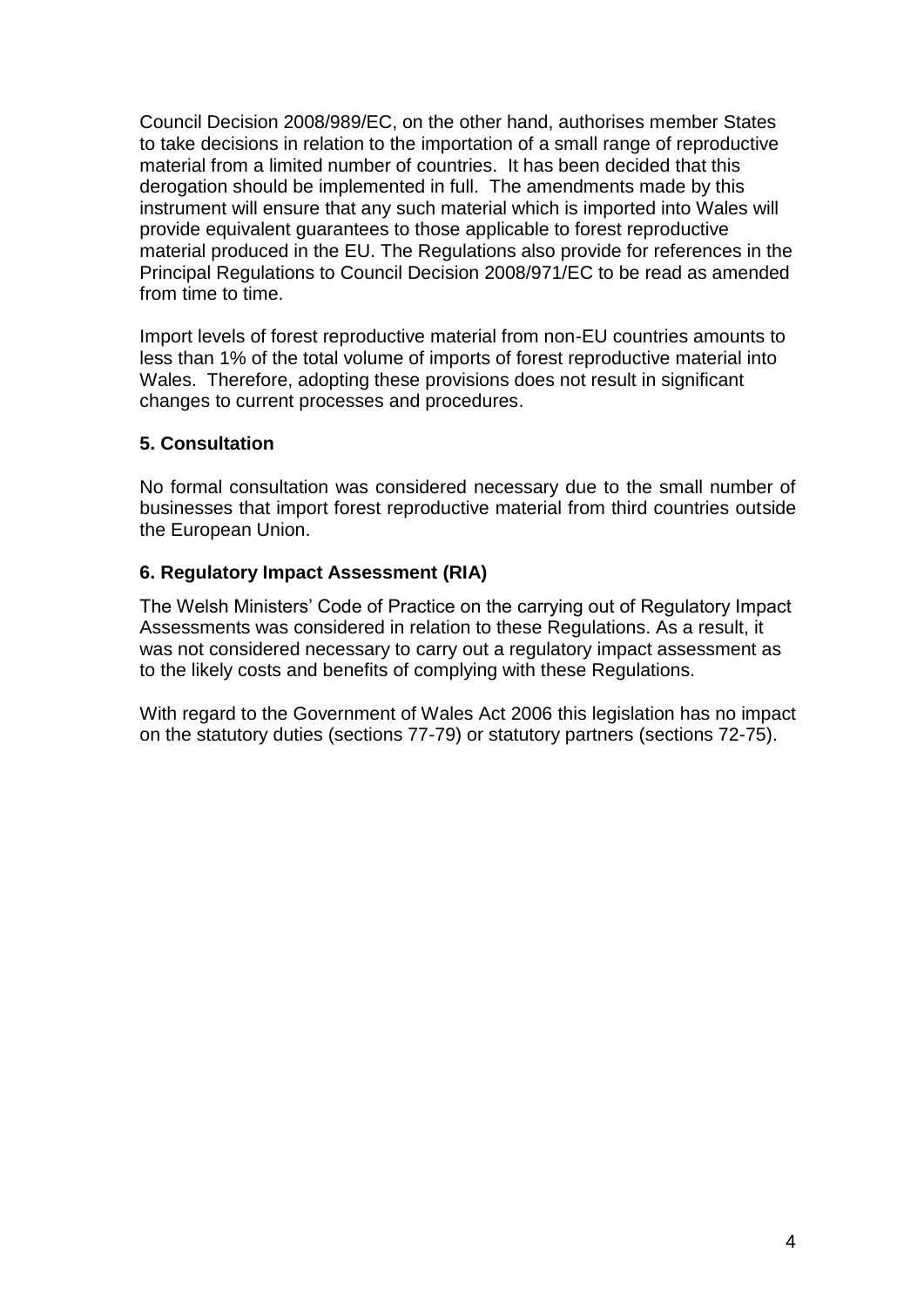Council Decision 2008/989/EC, on the other hand, authorises member States to take decisions in relation to the importation of a small range of reproductive material from a limited number of countries. It has been decided that this derogation should be implemented in full. The amendments made by this instrument will ensure that any such material which is imported into Wales will provide equivalent guarantees to those applicable to forest reproductive material produced in the EU. The Regulations also provide for references in the Principal Regulations to Council Decision 2008/971/EC to be read as amended from time to time.

Import levels of forest reproductive material from non-EU countries amounts to less than 1% of the total volume of imports of forest reproductive material into Wales. Therefore, adopting these provisions does not result in significant changes to current processes and procedures.

## 5. Consultation

No formal consultation was considered necessary due to the small number of businesses that import forest reproductive material from third countries outside the European Union.

## 6. Regulatory Impact Assessment (RIA)

The Welsh Ministers' Code of Practice on the carrying out of Regulatory Impact Assessments was considered in relation to these Regulations. As a result, it was not considered necessary to carry out a regulatory impact assessment as to the likely costs and benefits of complying with these Regulations.

With regard to the Government of Wales Act 2006 this legislation has no impact on the statutory duties (sections 77-79) or statutory partners (sections 72-75).